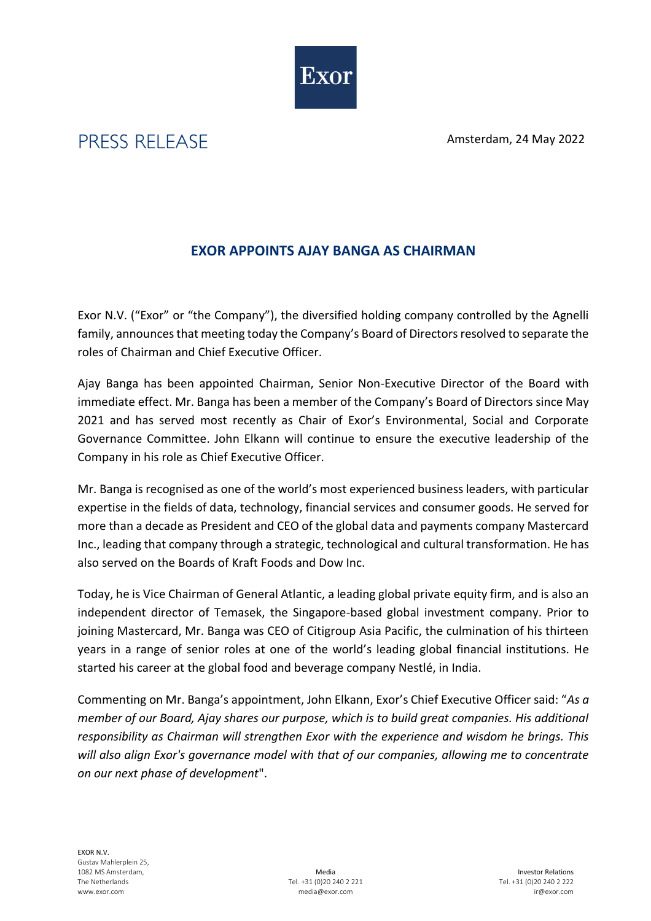Exor

PRESS RELEASE

Amsterdam, 24 May 2022

# EXOR APPOINTS AJAY BANGA AS CHAIRMAN

Exor N.V. ("Exor" or "the Company"), the diversified holding company controlled by the Agnelli family, announces that meeting today the Company's Board of Directors resolved to separate the roles of Chairman and Chief Executive Officer.

Ajay Banga has been appointed Chairman, Senior Non-Executive Director of the Board with immediate effect. Mr. Banga has been a member of the Company's Board of Directors since May 2021 and has served most recently as Chair of Exor's Environmental, Social and Corporate Governance Committee. John Elkann will continue to ensure the executive leadership of the Company in his role as Chief Executive Officer.

Mr. Banga is recognised as one of the world's most experienced business leaders, with particular expertise in the fields of data, technology, financial services and consumer goods. He served for more than a decade as President and CEO of the global data and payments company Mastercard Inc., leading that company through a strategic, technological and cultural transformation. He has also served on the Boards of Kraft Foods and Dow Inc.

Today, he is Vice Chairman of General Atlantic, a leading global private equity firm, and is also an independent director of Temasek, the Singapore-based global investment company. Prior to joining Mastercard, Mr. Banga was CEO of Citigroup Asia Pacific, the culmination of his thirteen years in a range of senior roles at one of the world's leading global financial institutions. He started his career at the global food and beverage company Nestlé, in India.

Commenting on Mr. Banga's appointment, John Elkann, Exor's Chief Executive Officer said: "*As a member of our Board, Ajay shares our purpose, which is to build great companies. His additional responsibility as Chairman will strengthen Exor with the experience and wisdom he brings. This will also align Exor's governance model with that of our companies, allowing me to concentrate on our next phase of development*".

EXOR N.V.
Gustav Mahlerplein 25,
1082 MS Amsterdam,
The Netherlands
www.exor.com

Media
Tel. +31 (0)20 240 2 221
media@exor.com

Investor Relations
Tel. +31 (0)20 240 2 222
ir@exor.com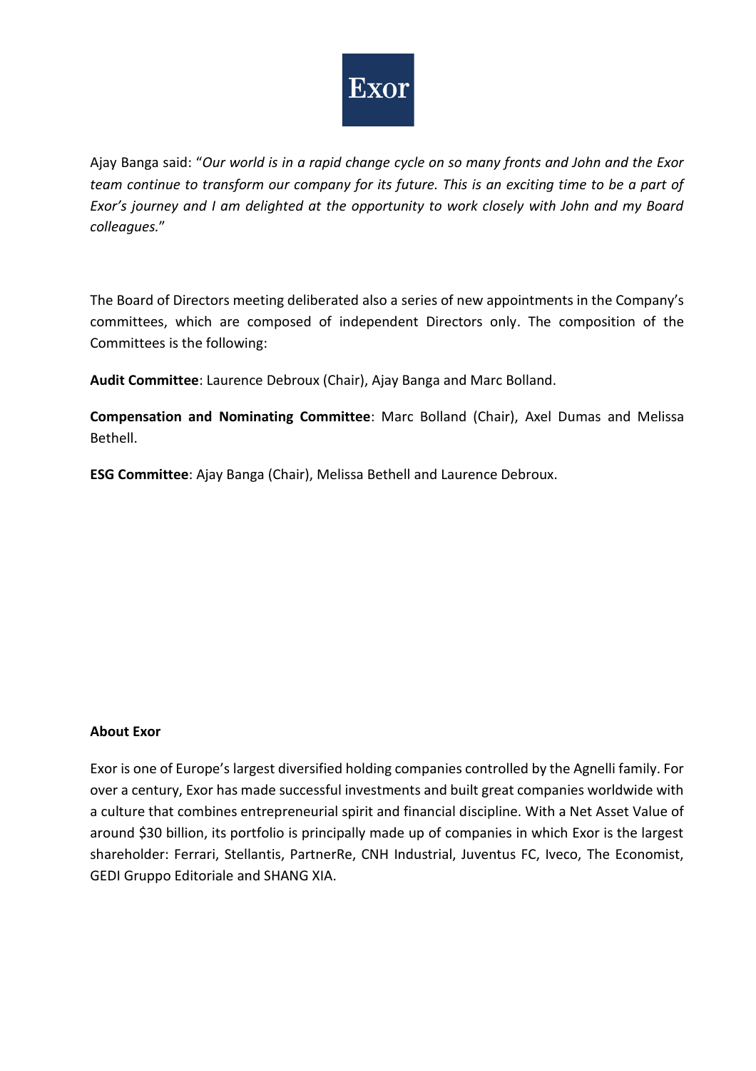Ajay Banga said: "*Our world is in a rapid change cycle on so many fronts and John and the Exor team continue to transform our company for its future. This is an exciting time to be a part of Exor's journey and I am delighted at the opportunity to work closely with John and my Board colleagues.*"

The Board of Directors meeting deliberated also a series of new appointments in the Company's committees, which are composed of independent Directors only. The composition of the Committees is the following:

**Audit Committee**: Laurence Debroux (Chair), Ajay Banga and Marc Bolland.

**Compensation and Nominating Committee**: Marc Bolland (Chair), Axel Dumas and Melissa Bethell.

**ESG Committee**: Ajay Banga (Chair), Melissa Bethell and Laurence Debroux.

**About Exor**

Exor is one of Europe's largest diversified holding companies controlled by the Agnelli family. For over a century, Exor has made successful investments and built great companies worldwide with a culture that combines entrepreneurial spirit and financial discipline. With a Net Asset Value of around $30 billion, its portfolio is principally made up of companies in which Exor is the largest shareholder: Ferrari, Stellantis, PartnerRe, CNH Industrial, Juventus FC, Iveco, The Economist, GEDI Gruppo Editoriale and SHANG XIA.